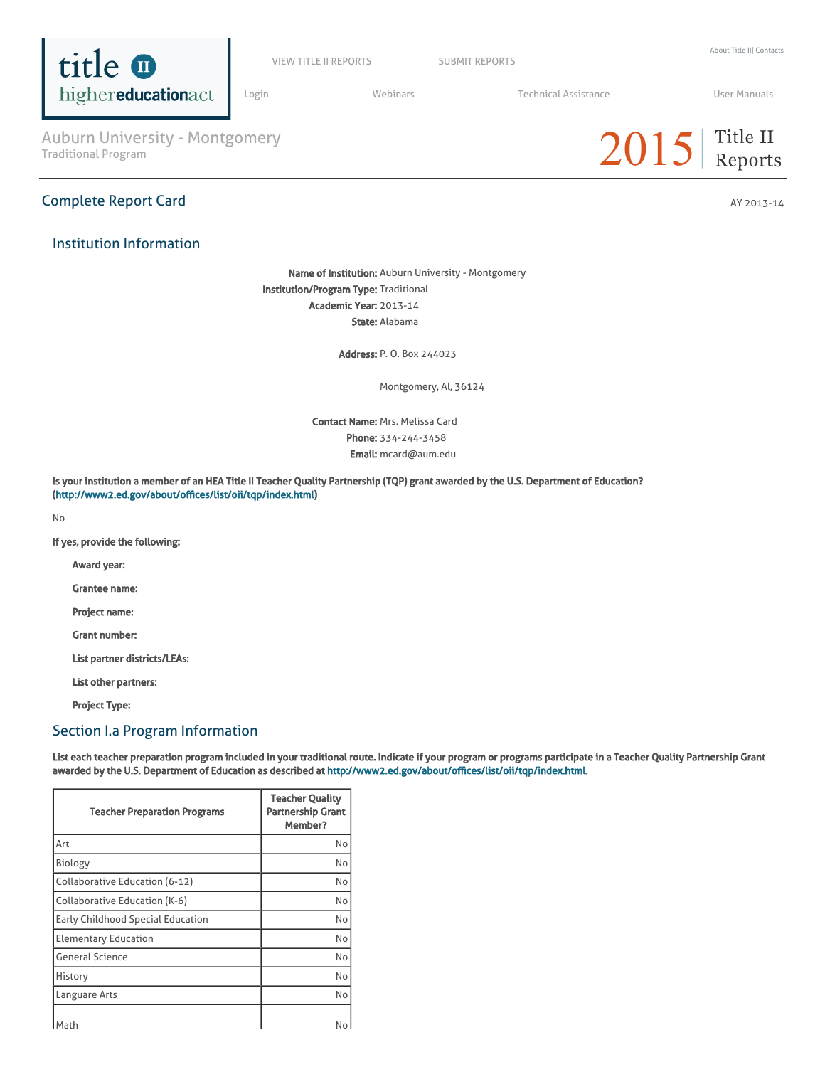Auburn University - Montgomery
Traditional Program

2015 Title II Reports

## Complete Report Card

AY 2013-14

### Institution Information

**Name of Institution:** Auburn University - Montgomery
**Institution/Program Type:** Traditional
**Academic Year:** 2013-14
**State:** Alabama

**Address:** P. O. Box 244023

Montgomery, Al, 36124

**Contact Name:** Mrs. Melissa Card
**Phone:** 334-244-3458
**Email:** mcard@aum.edu

**Is your institution a member of an HEA Title II Teacher Quality Partnership (TQP) grant awarded by the U.S. Department of Education? (http://www2.ed.gov/about/offices/list/oii/tqp/index.html)**

No

**If yes, provide the following:**

- **Award year:**
- **Grantee name:**
- **Project name:**
- **Grant number:**
- **List partner districts/LEAs:**
- **List other partners:**
- **Project Type:**

### Section I.a Program Information

**List each teacher preparation program included in your traditional route. Indicate if your program or programs participate in a Teacher Quality Partnership Grant awarded by the U.S. Department of Education as described at http://www2.ed.gov/about/offices/list/oii/tqp/index.html.**

| Teacher Preparation Programs | Teacher Quality Partnership Grant Member? |
|---|---|
| Art | No |
| Biology | No |
| Collaborative Education (6-12) | No |
| Collaborative Education (K-6) | No |
| Early Childhood Special Education | No |
| Elementary Education | No |
| General Science | No |
| History | No |
| Languare Arts | No |
| Math | No |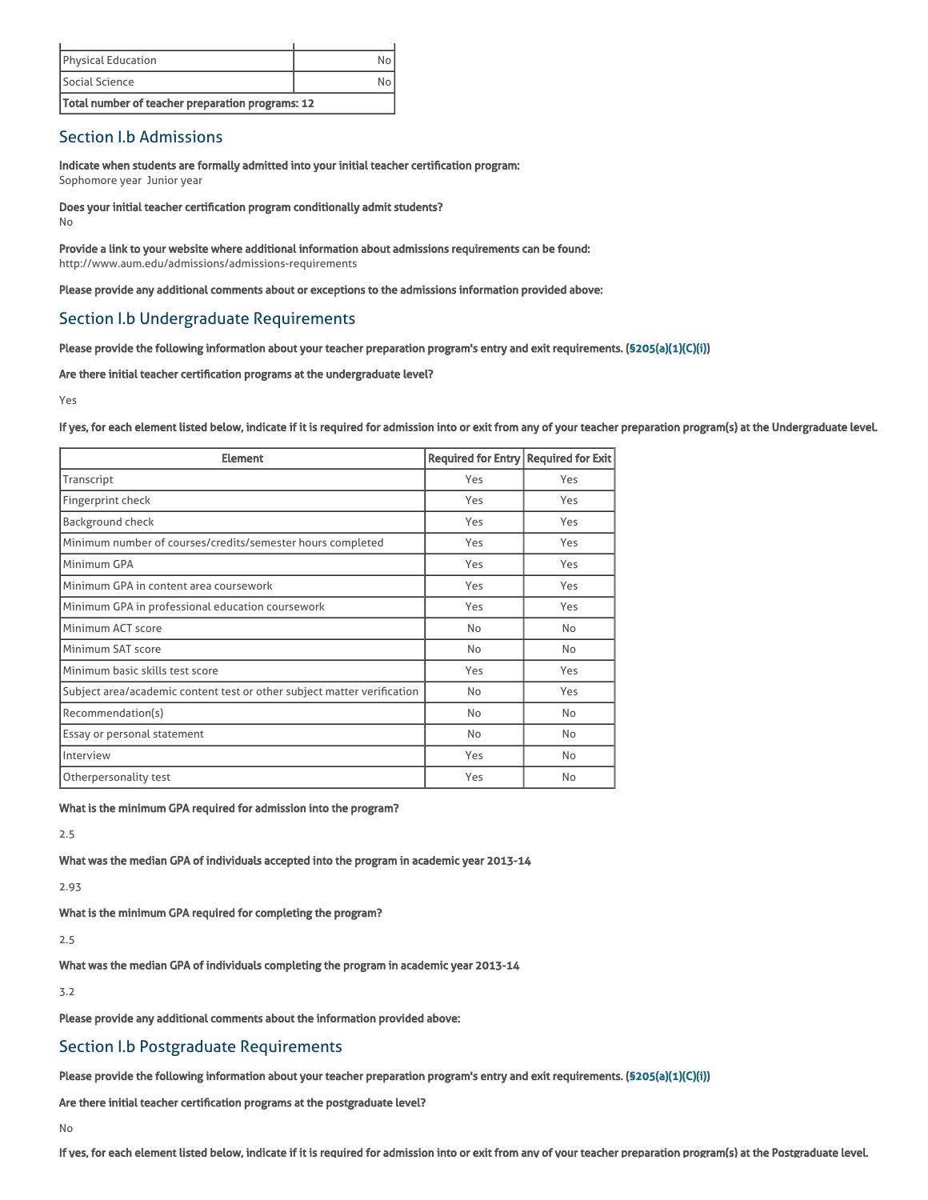| | |
|---|---|
| Physical Education | No |
| Social Science | No |
| **Total number of teacher preparation programs: 12** | |

## Section I.b Admissions

**Indicate when students are formally admitted into your initial teacher certification program:**
Sophomore year Junior year

**Does your initial teacher certification program conditionally admit students?**
No

**Provide a link to your website where additional information about admissions requirements can be found:**
http://www.aum.edu/admissions/admissions-requirements

**Please provide any additional comments about or exceptions to the admissions information provided above:**

## Section I.b Undergraduate Requirements

**Please provide the following information about your teacher preparation program's entry and exit requirements. (§205(a)(1)(C)(i))**

**Are there initial teacher certification programs at the undergraduate level?**

Yes

**If yes, for each element listed below, indicate if it is required for admission into or exit from any of your teacher preparation program(s) at the Undergraduate level.**

| Element | Required for Entry | Required for Exit |
|---|---|---|
| Transcript | Yes | Yes |
| Fingerprint check | Yes | Yes |
| Background check | Yes | Yes |
| Minimum number of courses/credits/semester hours completed | Yes | Yes |
| Minimum GPA | Yes | Yes |
| Minimum GPA in content area coursework | Yes | Yes |
| Minimum GPA in professional education coursework | Yes | Yes |
| Minimum ACT score | No | No |
| Minimum SAT score | No | No |
| Minimum basic skills test score | Yes | Yes |
| Subject area/academic content test or other subject matter verification | No | Yes |
| Recommendation(s) | No | No |
| Essay or personal statement | No | No |
| Interview | Yes | No |
| Otherpersonality test | Yes | No |

**What is the minimum GPA required for admission into the program?**

2.5

**What was the median GPA of individuals accepted into the program in academic year 2013-14**

2.93

**What is the minimum GPA required for completing the program?**

2.5

**What was the median GPA of individuals completing the program in academic year 2013-14**

3.2

**Please provide any additional comments about the information provided above:**

## Section I.b Postgraduate Requirements

**Please provide the following information about your teacher preparation program's entry and exit requirements. (§205(a)(1)(C)(i))**

**Are there initial teacher certification programs at the postgraduate level?**

No

**If yes, for each element listed below, indicate if it is required for admission into or exit from any of your teacher preparation program(s) at the Postgraduate level.**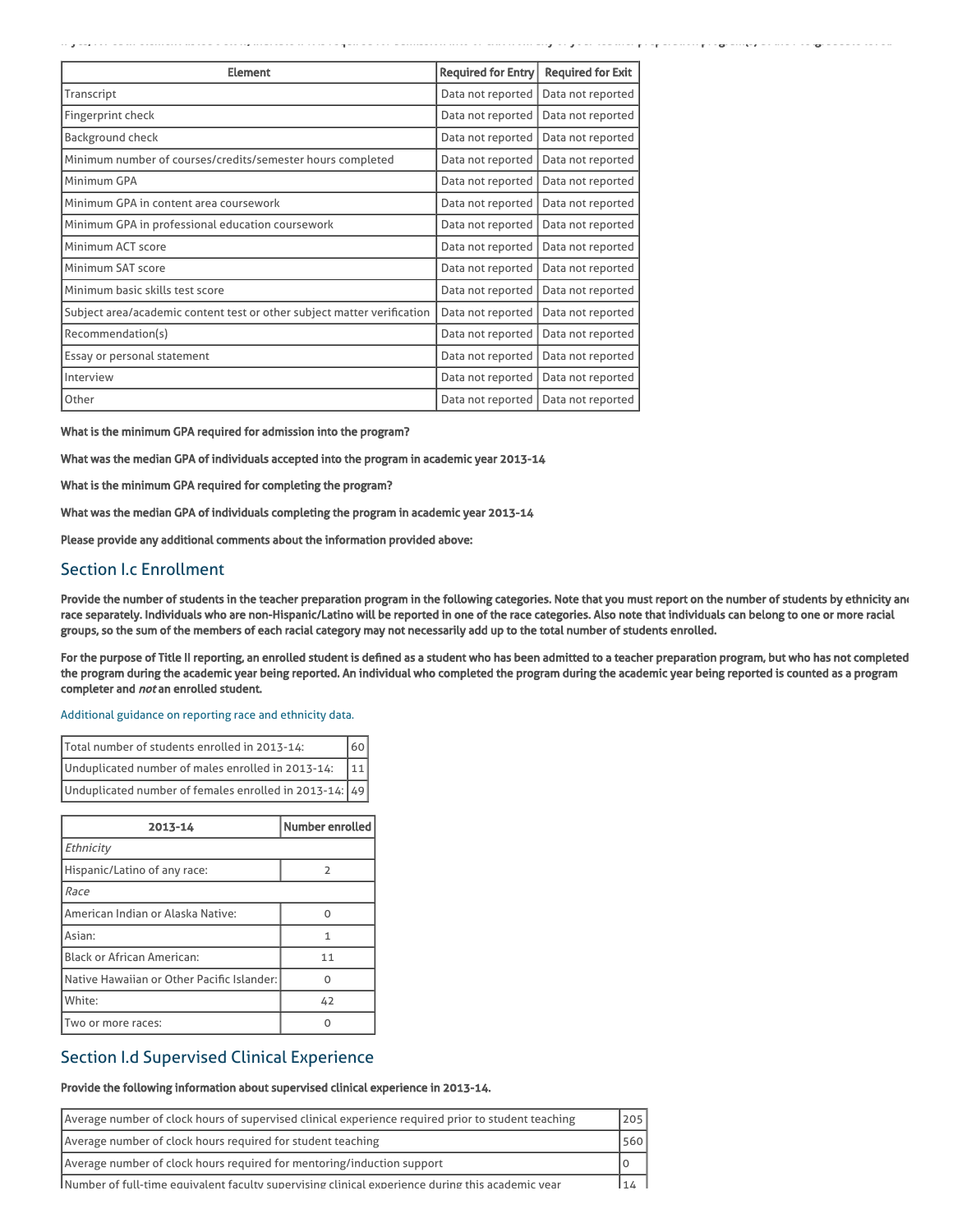| Element | Required for Entry | Required for Exit |
| --- | --- | --- |
| Transcript | Data not reported | Data not reported |
| Fingerprint check | Data not reported | Data not reported |
| Background check | Data not reported | Data not reported |
| Minimum number of courses/credits/semester hours completed | Data not reported | Data not reported |
| Minimum GPA | Data not reported | Data not reported |
| Minimum GPA in content area coursework | Data not reported | Data not reported |
| Minimum GPA in professional education coursework | Data not reported | Data not reported |
| Minimum ACT score | Data not reported | Data not reported |
| Minimum SAT score | Data not reported | Data not reported |
| Minimum basic skills test score | Data not reported | Data not reported |
| Subject area/academic content test or other subject matter verification | Data not reported | Data not reported |
| Recommendation(s) | Data not reported | Data not reported |
| Essay or personal statement | Data not reported | Data not reported |
| Interview | Data not reported | Data not reported |
| Other | Data not reported | Data not reported |

**What is the minimum GPA required for admission into the program?**

**What was the median GPA of individuals accepted into the program in academic year 2013-14**

**What is the minimum GPA required for completing the program?**

**What was the median GPA of individuals completing the program in academic year 2013-14**

**Please provide any additional comments about the information provided above:**

## Section I.c Enrollment

**Provide the number of students in the teacher preparation program in the following categories. Note that you must report on the number of students by ethnicity and race separately. Individuals who are non-Hispanic/Latino will be reported in one of the race categories. Also note that individuals can belong to one or more racial groups, so the sum of the members of each racial category may not necessarily add up to the total number of students enrolled.**

**For the purpose of Title II reporting, an enrolled student is defined as a student who has been admitted to a teacher preparation program, but who has not completed the program during the academic year being reported. An individual who completed the program during the academic year being reported is counted as a program completer and *not* an enrolled student.**

Additional guidance on reporting race and ethnicity data.

| | |
| --- | --- |
| Total number of students enrolled in 2013-14: | 60 |
| Unduplicated number of males enrolled in 2013-14: | 11 |
| Unduplicated number of females enrolled in 2013-14: | 49 |

| 2013-14 | Number enrolled |
| --- | --- |
| *Ethnicity* | |
| Hispanic/Latino of any race: | 2 |
| *Race* | |
| American Indian or Alaska Native: | 0 |
| Asian: | 1 |
| Black or African American: | 11 |
| Native Hawaiian or Other Pacific Islander: | 0 |
| White: | 42 |
| Two or more races: | 0 |

## Section I.d Supervised Clinical Experience

**Provide the following information about supervised clinical experience in 2013-14.**

| | |
| --- | --- |
| Average number of clock hours of supervised clinical experience required prior to student teaching | 205 |
| Average number of clock hours required for student teaching | 560 |
| Average number of clock hours required for mentoring/induction support | 0 |
| Number of full-time equivalent faculty supervising clinical experience during this academic year | 14 |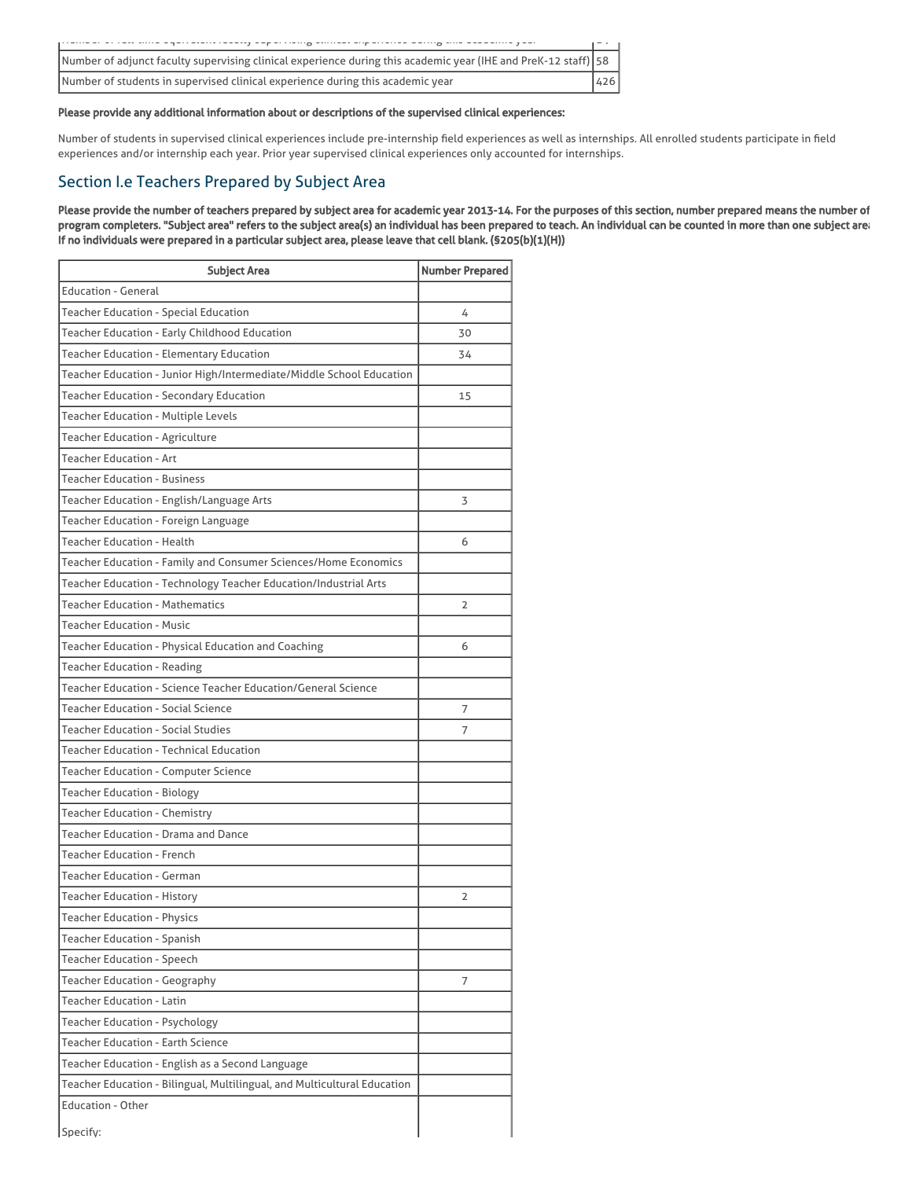| | |
|---|---|
| Number of full-time equivalent faculty supervising clinical experience during this academic year | 24 |
| Number of adjunct faculty supervising clinical experience during this academic year (IHE and PreK-12 staff) | 58 |
| Number of students in supervised clinical experience during this academic year | 426 |

**Please provide any additional information about or descriptions of the supervised clinical experiences:**

Number of students in supervised clinical experiences include pre-internship field experiences as well as internships. All enrolled students participate in field experiences and/or internship each year. Prior year supervised clinical experiences only accounted for internships.

## Section I.e Teachers Prepared by Subject Area

**Please provide the number of teachers prepared by subject area for academic year 2013-14. For the purposes of this section, number prepared means the number of program completers. "Subject area" refers to the subject area(s) an individual has been prepared to teach. An individual can be counted in more than one subject area. If no individuals were prepared in a particular subject area, please leave that cell blank. (§205(b)(1)(H))**

| Subject Area | Number Prepared |
|---|---|
| Education - General | |
| Teacher Education - Special Education | 4 |
| Teacher Education - Early Childhood Education | 30 |
| Teacher Education - Elementary Education | 34 |
| Teacher Education - Junior High/Intermediate/Middle School Education | |
| Teacher Education - Secondary Education | 15 |
| Teacher Education - Multiple Levels | |
| Teacher Education - Agriculture | |
| Teacher Education - Art | |
| Teacher Education - Business | |
| Teacher Education - English/Language Arts | 3 |
| Teacher Education - Foreign Language | |
| Teacher Education - Health | 6 |
| Teacher Education - Family and Consumer Sciences/Home Economics | |
| Teacher Education - Technology Teacher Education/Industrial Arts | |
| Teacher Education - Mathematics | 2 |
| Teacher Education - Music | |
| Teacher Education - Physical Education and Coaching | 6 |
| Teacher Education - Reading | |
| Teacher Education - Science Teacher Education/General Science | |
| Teacher Education - Social Science | 7 |
| Teacher Education - Social Studies | 7 |
| Teacher Education - Technical Education | |
| Teacher Education - Computer Science | |
| Teacher Education - Biology | |
| Teacher Education - Chemistry | |
| Teacher Education - Drama and Dance | |
| Teacher Education - French | |
| Teacher Education - German | |
| Teacher Education - History | 2 |
| Teacher Education - Physics | |
| Teacher Education - Spanish | |
| Teacher Education - Speech | |
| Teacher Education - Geography | 7 |
| Teacher Education - Latin | |
| Teacher Education - Psychology | |
| Teacher Education - Earth Science | |
| Teacher Education - English as a Second Language | |
| Teacher Education - Bilingual, Multilingual, and Multicultural Education | |
| Education - Other<br><br>Specify: | |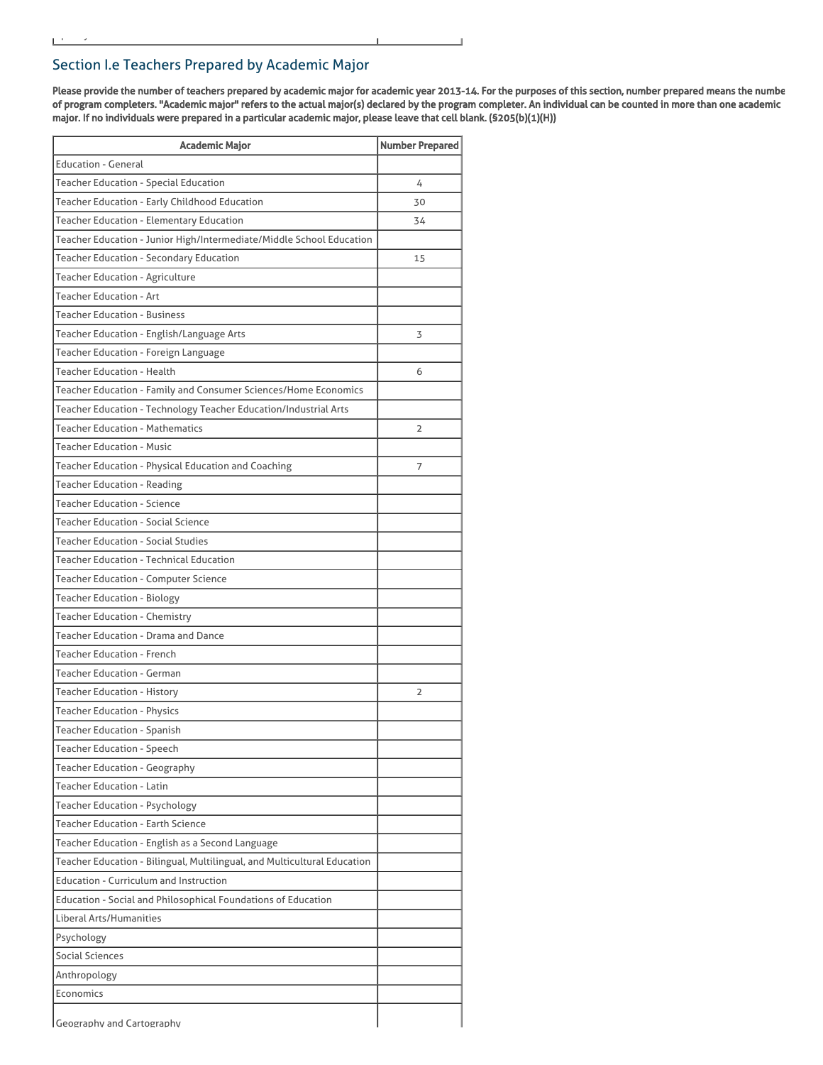## Section I.e Teachers Prepared by Academic Major

**Please provide the number of teachers prepared by academic major for academic year 2013-14. For the purposes of this section, number prepared means the number of program completers. "Academic major" refers to the actual major(s) declared by the program completer. An individual can be counted in more than one academic major. If no individuals were prepared in a particular academic major, please leave that cell blank. (§205(b)(1)(H))**

| Academic Major | Number Prepared |
|---|---|
| Education - General | |
| Teacher Education - Special Education | 4 |
| Teacher Education - Early Childhood Education | 30 |
| Teacher Education - Elementary Education | 34 |
| Teacher Education - Junior High/Intermediate/Middle School Education | |
| Teacher Education - Secondary Education | 15 |
| Teacher Education - Agriculture | |
| Teacher Education - Art | |
| Teacher Education - Business | |
| Teacher Education - English/Language Arts | 3 |
| Teacher Education - Foreign Language | |
| Teacher Education - Health | 6 |
| Teacher Education - Family and Consumer Sciences/Home Economics | |
| Teacher Education - Technology Teacher Education/Industrial Arts | |
| Teacher Education - Mathematics | 2 |
| Teacher Education - Music | |
| Teacher Education - Physical Education and Coaching | 7 |
| Teacher Education - Reading | |
| Teacher Education - Science | |
| Teacher Education - Social Science | |
| Teacher Education - Social Studies | |
| Teacher Education - Technical Education | |
| Teacher Education - Computer Science | |
| Teacher Education - Biology | |
| Teacher Education - Chemistry | |
| Teacher Education - Drama and Dance | |
| Teacher Education - French | |
| Teacher Education - German | |
| Teacher Education - History | 2 |
| Teacher Education - Physics | |
| Teacher Education - Spanish | |
| Teacher Education - Speech | |
| Teacher Education - Geography | |
| Teacher Education - Latin | |
| Teacher Education - Psychology | |
| Teacher Education - Earth Science | |
| Teacher Education - English as a Second Language | |
| Teacher Education - Bilingual, Multilingual, and Multicultural Education | |
| Education - Curriculum and Instruction | |
| Education - Social and Philosophical Foundations of Education | |
| Liberal Arts/Humanities | |
| Psychology | |
| Social Sciences | |
| Anthropology | |
| Economics | |
| Geography and Cartography | |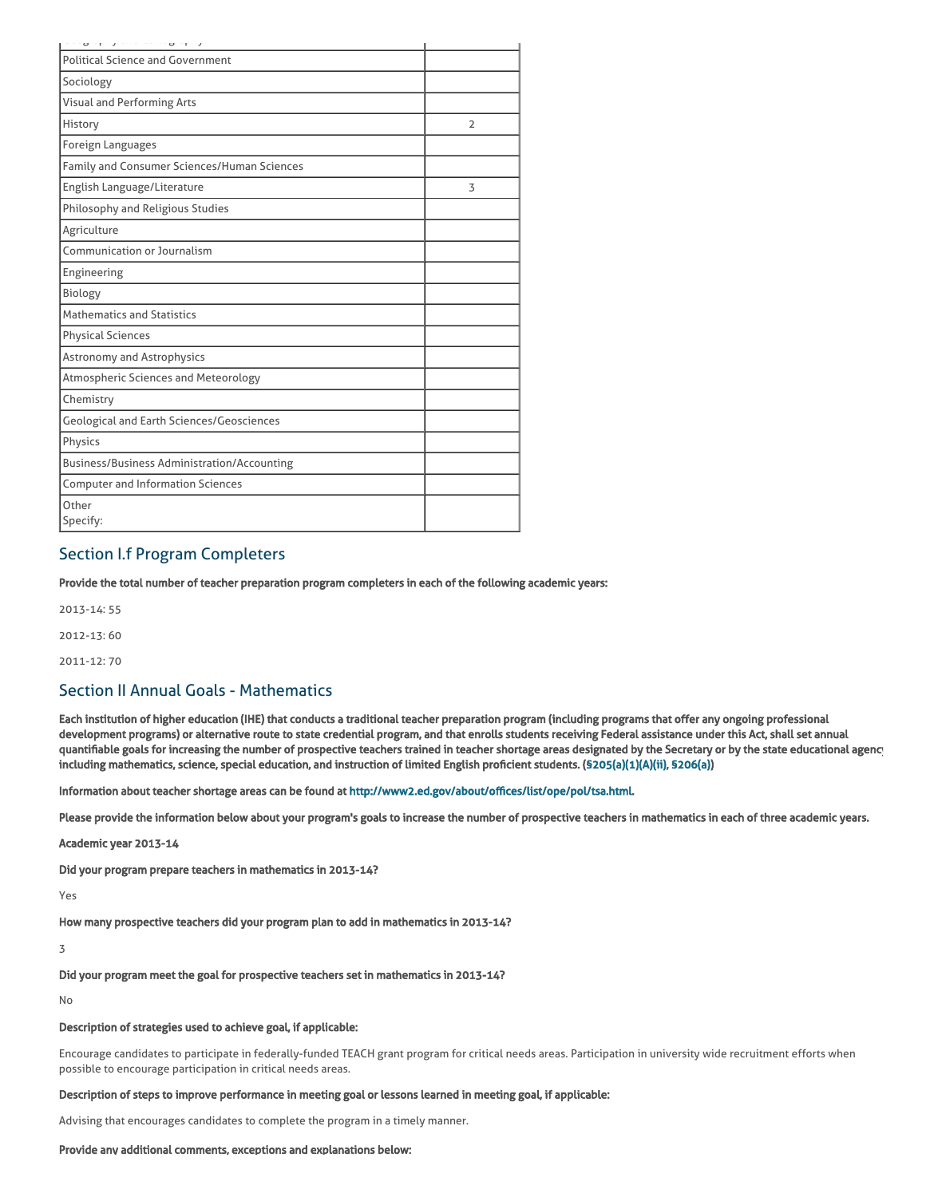| | |
|---|---|
| Political Science and Government | |
| Sociology | |
| Visual and Performing Arts | |
| History | 2 |
| Foreign Languages | |
| Family and Consumer Sciences/Human Sciences | |
| English Language/Literature | 3 |
| Philosophy and Religious Studies | |
| Agriculture | |
| Communication or Journalism | |
| Engineering | |
| Biology | |
| Mathematics and Statistics | |
| Physical Sciences | |
| Astronomy and Astrophysics | |
| Atmospheric Sciences and Meteorology | |
| Chemistry | |
| Geological and Earth Sciences/Geosciences | |
| Physics | |
| Business/Business Administration/Accounting | |
| Computer and Information Sciences | |
| Other<br>Specify: | |

## Section I.f Program Completers

**Provide the total number of teacher preparation program completers in each of the following academic years:**

2013-14: 55

2012-13: 60

2011-12: 70

## Section II Annual Goals - Mathematics

**Each institution of higher education (IHE) that conducts a traditional teacher preparation program (including programs that offer any ongoing professional development programs) or alternative route to state credential program, and that enrolls students receiving Federal assistance under this Act, shall set annual quantifiable goals for increasing the number of prospective teachers trained in teacher shortage areas designated by the Secretary or by the state educational agency including mathematics, science, special education, and instruction of limited English proficient students. (§205(a)(1)(A)(ii), §206(a))**

**Information about teacher shortage areas can be found at http://www2.ed.gov/about/offices/list/ope/pol/tsa.html.**

**Please provide the information below about your program's goals to increase the number of prospective teachers in mathematics in each of three academic years.**

**Academic year 2013-14**

**Did your program prepare teachers in mathematics in 2013-14?**

Yes

**How many prospective teachers did your program plan to add in mathematics in 2013-14?**

3

**Did your program meet the goal for prospective teachers set in mathematics in 2013-14?**

No

**Description of strategies used to achieve goal, if applicable:**

Encourage candidates to participate in federally-funded TEACH grant program for critical needs areas. Participation in university wide recruitment efforts when possible to encourage participation in critical needs areas.

**Description of steps to improve performance in meeting goal or lessons learned in meeting goal, if applicable:**

Advising that encourages candidates to complete the program in a timely manner.

**Provide any additional comments, exceptions and explanations below:**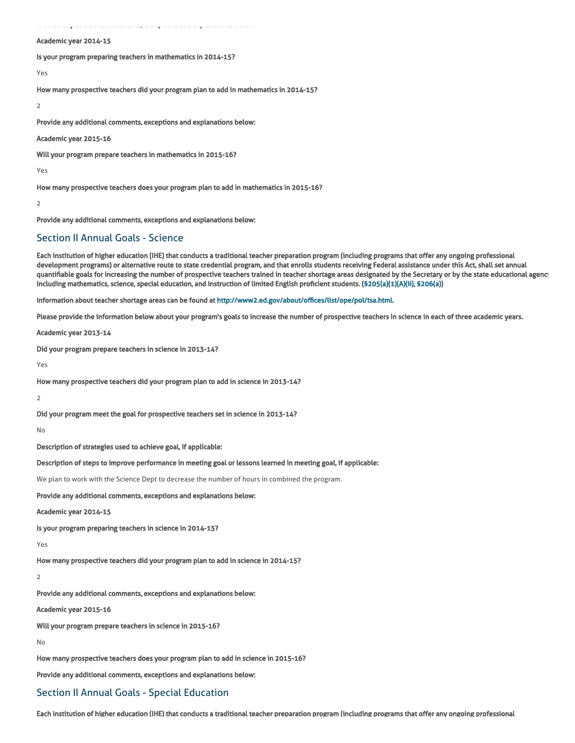**Academic year 2014-15**

**Is your program preparing teachers in mathematics in 2014-15?**

Yes

**How many prospective teachers did your program plan to add in mathematics in 2014-15?**

2

**Provide any additional comments, exceptions and explanations below:**

**Academic year 2015-16**

**Will your program prepare teachers in mathematics in 2015-16?**

Yes

**How many prospective teachers does your program plan to add in mathematics in 2015-16?**

2

**Provide any additional comments, exceptions and explanations below:**

## Section II Annual Goals - Science

**Each institution of higher education (IHE) that conducts a traditional teacher preparation program (including programs that offer any ongoing professional development programs) or alternative route to state credential program, and that enrolls students receiving Federal assistance under this Act, shall set annual quantifiable goals for increasing the number of prospective teachers trained in teacher shortage areas designated by the Secretary or by the state educational agency including mathematics, science, special education, and instruction of limited English proficient students. (§205(a)(1)(A)(ii), §206(a))**

**Information about teacher shortage areas can be found at http://www2.ed.gov/about/offices/list/ope/pol/tsa.html.**

**Please provide the information below about your program's goals to increase the number of prospective teachers in science in each of three academic years.**

**Academic year 2013-14**

**Did your program prepare teachers in science in 2013-14?**

Yes

**How many prospective teachers did your program plan to add in science in 2013-14?**

2

**Did your program meet the goal for prospective teachers set in science in 2013-14?**

No

**Description of strategies used to achieve goal, if applicable:**

**Description of steps to improve performance in meeting goal or lessons learned in meeting goal, if applicable:**

We plan to work with the Science Dept to decrease the number of hours in combined the program.

**Provide any additional comments, exceptions and explanations below:**

**Academic year 2014-15**

**Is your program preparing teachers in science in 2014-15?**

Yes

**How many prospective teachers did your program plan to add in science in 2014-15?**

2

**Provide any additional comments, exceptions and explanations below:**

**Academic year 2015-16**

**Will your program prepare teachers in science in 2015-16?**

No

**How many prospective teachers does your program plan to add in science in 2015-16?**

**Provide any additional comments, exceptions and explanations below:**

## Section II Annual Goals - Special Education

**Each institution of higher education (IHE) that conducts a traditional teacher preparation program (including programs that offer any ongoing professional**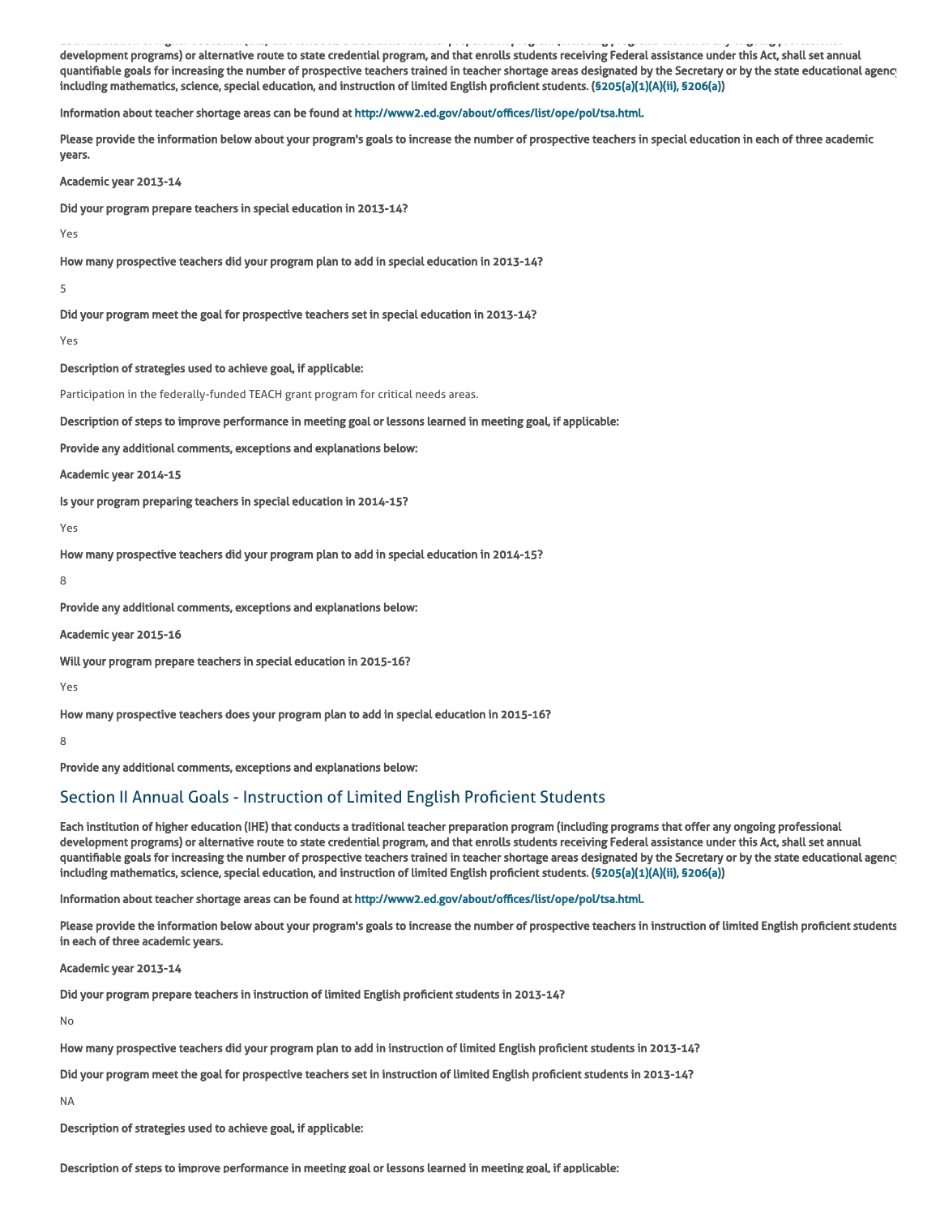development programs) or alternative route to state credential program, and that enrolls students receiving Federal assistance under this Act, shall set annual quantifiable goals for increasing the number of prospective teachers trained in teacher shortage areas designated by the Secretary or by the state educational agency including mathematics, science, special education, and instruction of limited English proficient students. (§205(a)(1)(A)(ii), §206(a))

**Information about teacher shortage areas can be found at http://www2.ed.gov/about/offices/list/ope/pol/tsa.html.**

**Please provide the information below about your program's goals to increase the number of prospective teachers in special education in each of three academic years.**

**Academic year 2013-14**

**Did your program prepare teachers in special education in 2013-14?**

Yes

**How many prospective teachers did your program plan to add in special education in 2013-14?**

5

**Did your program meet the goal for prospective teachers set in special education in 2013-14?**

Yes

**Description of strategies used to achieve goal, if applicable:**

Participation in the federally-funded TEACH grant program for critical needs areas.

**Description of steps to improve performance in meeting goal or lessons learned in meeting goal, if applicable:**

**Provide any additional comments, exceptions and explanations below:**

**Academic year 2014-15**

**Is your program preparing teachers in special education in 2014-15?**

Yes

**How many prospective teachers did your program plan to add in special education in 2014-15?**

8

**Provide any additional comments, exceptions and explanations below:**

**Academic year 2015-16**

**Will your program prepare teachers in special education in 2015-16?**

Yes

**How many prospective teachers does your program plan to add in special education in 2015-16?**

8

**Provide any additional comments, exceptions and explanations below:**

## Section II Annual Goals - Instruction of Limited English Proficient Students

**Each institution of higher education (IHE) that conducts a traditional teacher preparation program (including programs that offer any ongoing professional development programs) or alternative route to state credential program, and that enrolls students receiving Federal assistance under this Act, shall set annual quantifiable goals for increasing the number of prospective teachers trained in teacher shortage areas designated by the Secretary or by the state educational agency including mathematics, science, special education, and instruction of limited English proficient students. (§205(a)(1)(A)(ii), §206(a))**

**Information about teacher shortage areas can be found at http://www2.ed.gov/about/offices/list/ope/pol/tsa.html.**

**Please provide the information below about your program's goals to increase the number of prospective teachers in instruction of limited English proficient students in each of three academic years.**

**Academic year 2013-14**

**Did your program prepare teachers in instruction of limited English proficient students in 2013-14?**

No

**How many prospective teachers did your program plan to add in instruction of limited English proficient students in 2013-14?**

**Did your program meet the goal for prospective teachers set in instruction of limited English proficient students in 2013-14?**

NA

**Description of strategies used to achieve goal, if applicable:**

**Description of steps to improve performance in meeting goal or lessons learned in meeting goal, if applicable:**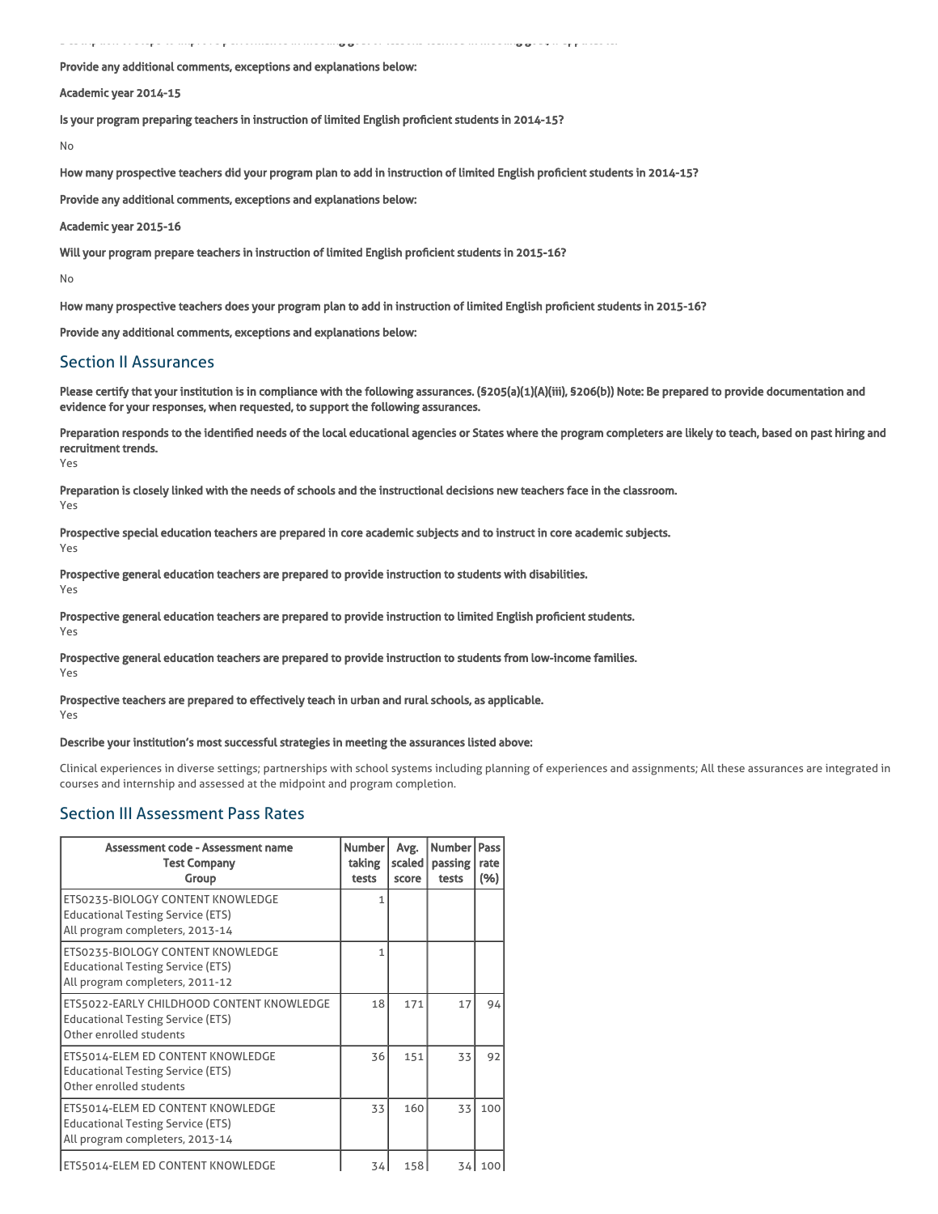Provide any additional comments, exceptions and explanations below:

**Academic year 2014-15**

**Is your program preparing teachers in instruction of limited English proficient students in 2014-15?**

No

**How many prospective teachers did your program plan to add in instruction of limited English proficient students in 2014-15?**

**Provide any additional comments, exceptions and explanations below:**

**Academic year 2015-16**

**Will your program prepare teachers in instruction of limited English proficient students in 2015-16?**

No

**How many prospective teachers does your program plan to add in instruction of limited English proficient students in 2015-16?**

**Provide any additional comments, exceptions and explanations below:**

## Section II Assurances

**Please certify that your institution is in compliance with the following assurances. (§205(a)(1)(A)(iii), §206(b)) Note: Be prepared to provide documentation and evidence for your responses, when requested, to support the following assurances.**

**Preparation responds to the identified needs of the local educational agencies or States where the program completers are likely to teach, based on past hiring and recruitment trends.**
Yes

**Preparation is closely linked with the needs of schools and the instructional decisions new teachers face in the classroom.**
Yes

**Prospective special education teachers are prepared in core academic subjects and to instruct in core academic subjects.**
Yes

**Prospective general education teachers are prepared to provide instruction to students with disabilities.**
Yes

**Prospective general education teachers are prepared to provide instruction to limited English proficient students.**
Yes

**Prospective general education teachers are prepared to provide instruction to students from low-income families.**
Yes

**Prospective teachers are prepared to effectively teach in urban and rural schools, as applicable.**
Yes

**Describe your institution's most successful strategies in meeting the assurances listed above:**

Clinical experiences in diverse settings; partnerships with school systems including planning of experiences and assignments; All these assurances are integrated in courses and internship and assessed at the midpoint and program completion.

## Section III Assessment Pass Rates

| Assessment code - Assessment name<br>Test Company<br>Group | Number taking tests | Avg. scaled score | Number passing tests | Pass rate (%) |
|---|---|---|---|---|
| ETS0235-BIOLOGY CONTENT KNOWLEDGE<br>Educational Testing Service (ETS)<br>All program completers, 2013-14 | 1 | | | |
| ETS0235-BIOLOGY CONTENT KNOWLEDGE<br>Educational Testing Service (ETS)<br>All program completers, 2011-12 | 1 | | | |
| ETS5022-EARLY CHILDHOOD CONTENT KNOWLEDGE<br>Educational Testing Service (ETS)<br>Other enrolled students | 18 | 171 | 17 | 94 |
| ETS5014-ELEM ED CONTENT KNOWLEDGE<br>Educational Testing Service (ETS)<br>Other enrolled students | 36 | 151 | 33 | 92 |
| ETS5014-ELEM ED CONTENT KNOWLEDGE<br>Educational Testing Service (ETS)<br>All program completers, 2013-14 | 33 | 160 | 33 | 100 |
| ETS5014-ELEM ED CONTENT KNOWLEDGE | 34 | 158 | 34 | 100 |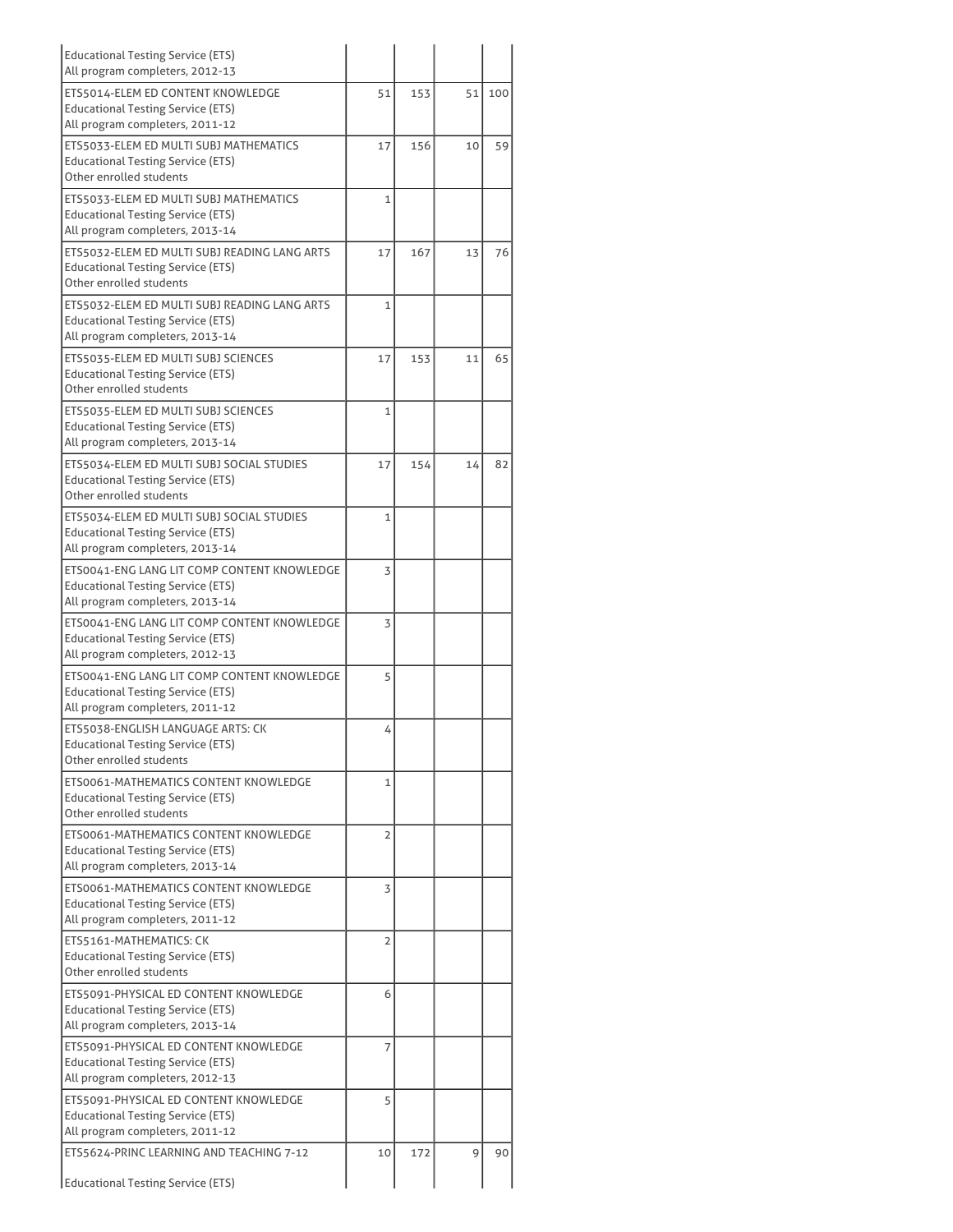| | | | | |
|---|---|---|---|---|
| Educational Testing Service (ETS)<br>All program completers, 2012-13 | | | | |
| ETS5014-ELEM ED CONTENT KNOWLEDGE<br>Educational Testing Service (ETS)<br>All program completers, 2011-12 | 51 | 153 | 51 | 100 |
| ETS5033-ELEM ED MULTI SUBJ MATHEMATICS<br>Educational Testing Service (ETS)<br>Other enrolled students | 17 | 156 | 10 | 59 |
| ETS5033-ELEM ED MULTI SUBJ MATHEMATICS<br>Educational Testing Service (ETS)<br>All program completers, 2013-14 | 1 | | | |
| ETS5032-ELEM ED MULTI SUBJ READING LANG ARTS<br>Educational Testing Service (ETS)<br>Other enrolled students | 17 | 167 | 13 | 76 |
| ETS5032-ELEM ED MULTI SUBJ READING LANG ARTS<br>Educational Testing Service (ETS)<br>All program completers, 2013-14 | 1 | | | |
| ETS5035-ELEM ED MULTI SUBJ SCIENCES<br>Educational Testing Service (ETS)<br>Other enrolled students | 17 | 153 | 11 | 65 |
| ETS5035-ELEM ED MULTI SUBJ SCIENCES<br>Educational Testing Service (ETS)<br>All program completers, 2013-14 | 1 | | | |
| ETS5034-ELEM ED MULTI SUBJ SOCIAL STUDIES<br>Educational Testing Service (ETS)<br>Other enrolled students | 17 | 154 | 14 | 82 |
| ETS5034-ELEM ED MULTI SUBJ SOCIAL STUDIES<br>Educational Testing Service (ETS)<br>All program completers, 2013-14 | 1 | | | |
| ETS0041-ENG LANG LIT COMP CONTENT KNOWLEDGE<br>Educational Testing Service (ETS)<br>All program completers, 2013-14 | 3 | | | |
| ETS0041-ENG LANG LIT COMP CONTENT KNOWLEDGE<br>Educational Testing Service (ETS)<br>All program completers, 2012-13 | 3 | | | |
| ETS0041-ENG LANG LIT COMP CONTENT KNOWLEDGE<br>Educational Testing Service (ETS)<br>All program completers, 2011-12 | 5 | | | |
| ETS5038-ENGLISH LANGUAGE ARTS: CK<br>Educational Testing Service (ETS)<br>Other enrolled students | 4 | | | |
| ETS0061-MATHEMATICS CONTENT KNOWLEDGE<br>Educational Testing Service (ETS)<br>Other enrolled students | 1 | | | |
| ETS0061-MATHEMATICS CONTENT KNOWLEDGE<br>Educational Testing Service (ETS)<br>All program completers, 2013-14 | 2 | | | |
| ETS0061-MATHEMATICS CONTENT KNOWLEDGE<br>Educational Testing Service (ETS)<br>All program completers, 2011-12 | 3 | | | |
| ETS5161-MATHEMATICS: CK<br>Educational Testing Service (ETS)<br>Other enrolled students | 2 | | | |
| ETS5091-PHYSICAL ED CONTENT KNOWLEDGE<br>Educational Testing Service (ETS)<br>All program completers, 2013-14 | 6 | | | |
| ETS5091-PHYSICAL ED CONTENT KNOWLEDGE<br>Educational Testing Service (ETS)<br>All program completers, 2012-13 | 7 | | | |
| ETS5091-PHYSICAL ED CONTENT KNOWLEDGE<br>Educational Testing Service (ETS)<br>All program completers, 2011-12 | 5 | | | |
| ETS5624-PRINC LEARNING AND TEACHING 7-12<br><br>Educational Testing Service (ETS) | 10 | 172 | 9 | 90 |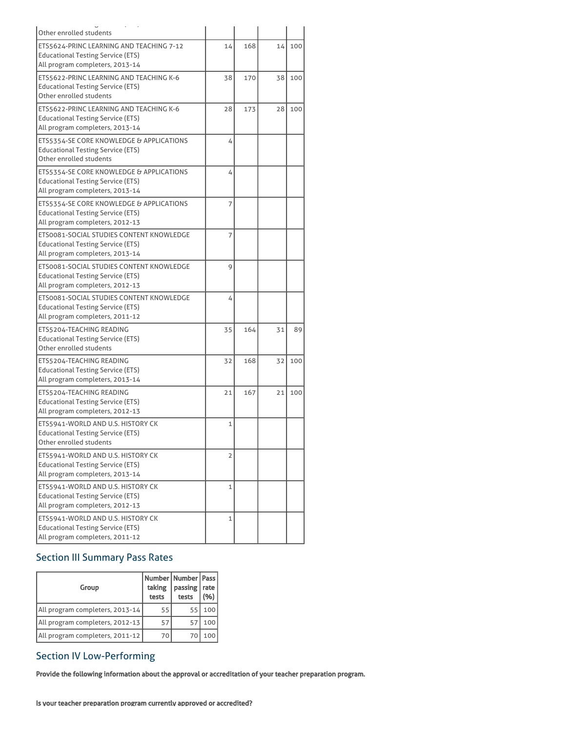| | | | | |
|---|---|---|---|---|
| Other enrolled students | | | | |
| ETS5624-PRINC LEARNING AND TEACHING 7-12<br>Educational Testing Service (ETS)<br>All program completers, 2013-14 | 14 | 168 | 14 | 100 |
| ETS5622-PRINC LEARNING AND TEACHING K-6<br>Educational Testing Service (ETS)<br>Other enrolled students | 38 | 170 | 38 | 100 |
| ETS5622-PRINC LEARNING AND TEACHING K-6<br>Educational Testing Service (ETS)<br>All program completers, 2013-14 | 28 | 173 | 28 | 100 |
| ETS5354-SE CORE KNOWLEDGE & APPLICATIONS<br>Educational Testing Service (ETS)<br>Other enrolled students | 4 | | | |
| ETS5354-SE CORE KNOWLEDGE & APPLICATIONS<br>Educational Testing Service (ETS)<br>All program completers, 2013-14 | 4 | | | |
| ETS5354-SE CORE KNOWLEDGE & APPLICATIONS<br>Educational Testing Service (ETS)<br>All program completers, 2012-13 | 7 | | | |
| ETS0081-SOCIAL STUDIES CONTENT KNOWLEDGE<br>Educational Testing Service (ETS)<br>All program completers, 2013-14 | 7 | | | |
| ETS0081-SOCIAL STUDIES CONTENT KNOWLEDGE<br>Educational Testing Service (ETS)<br>All program completers, 2012-13 | 9 | | | |
| ETS0081-SOCIAL STUDIES CONTENT KNOWLEDGE<br>Educational Testing Service (ETS)<br>All program completers, 2011-12 | 4 | | | |
| ETS5204-TEACHING READING<br>Educational Testing Service (ETS)<br>Other enrolled students | 35 | 164 | 31 | 89 |
| ETS5204-TEACHING READING<br>Educational Testing Service (ETS)<br>All program completers, 2013-14 | 32 | 168 | 32 | 100 |
| ETS5204-TEACHING READING<br>Educational Testing Service (ETS)<br>All program completers, 2012-13 | 21 | 167 | 21 | 100 |
| ETS5941-WORLD AND U.S. HISTORY CK<br>Educational Testing Service (ETS)<br>Other enrolled students | 1 | | | |
| ETS5941-WORLD AND U.S. HISTORY CK<br>Educational Testing Service (ETS)<br>All program completers, 2013-14 | 2 | | | |
| ETS5941-WORLD AND U.S. HISTORY CK<br>Educational Testing Service (ETS)<br>All program completers, 2012-13 | 1 | | | |
| ETS5941-WORLD AND U.S. HISTORY CK<br>Educational Testing Service (ETS)<br>All program completers, 2011-12 | 1 | | | |

## Section III Summary Pass Rates

| Group | Number taking tests | Number passing tests | Pass rate (%) |
|---|---|---|---|
| All program completers, 2013-14 | 55 | 55 | 100 |
| All program completers, 2012-13 | 57 | 57 | 100 |
| All program completers, 2011-12 | 70 | 70 | 100 |

## Section IV Low-Performing

**Provide the following information about the approval or accreditation of your teacher preparation program.**

**Is your teacher preparation program currently approved or accredited?**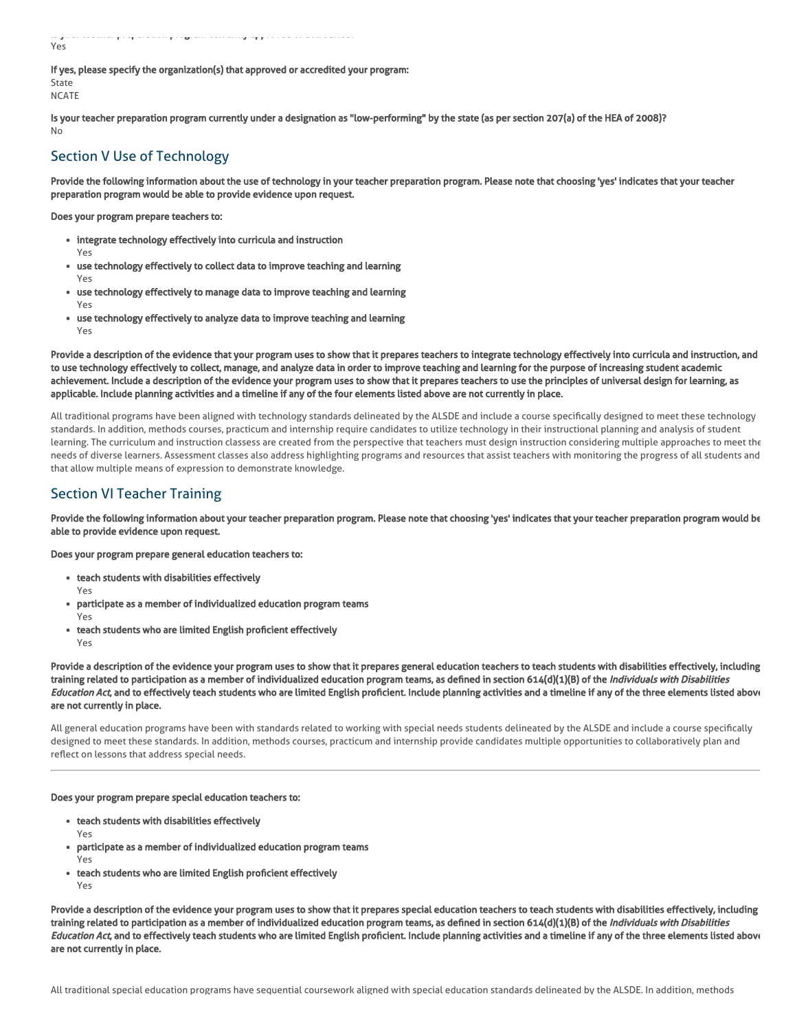**Is your teacher preparation program currently approved or accredited?**
Yes

**If yes, please specify the organization(s) that approved or accredited your program:**
State
NCATE

**Is your teacher preparation program currently under a designation as "low-performing" by the state (as per section 207(a) of the HEA of 2008)?**
No

## Section V Use of Technology

**Provide the following information about the use of technology in your teacher preparation program. Please note that choosing 'yes' indicates that your teacher preparation program would be able to provide evidence upon request.**

**Does your program prepare teachers to:**

- **integrate technology effectively into curricula and instruction**
  Yes
- **use technology effectively to collect data to improve teaching and learning**
  Yes
- **use technology effectively to manage data to improve teaching and learning**
  Yes
- **use technology effectively to analyze data to improve teaching and learning**
  Yes

**Provide a description of the evidence that your program uses to show that it prepares teachers to integrate technology effectively into curricula and instruction, and to use technology effectively to collect, manage, and analyze data in order to improve teaching and learning for the purpose of increasing student academic achievement. Include a description of the evidence your program uses to show that it prepares teachers to use the principles of universal design for learning, as applicable. Include planning activities and a timeline if any of the four elements listed above are not currently in place.**

All traditional programs have been aligned with technology standards delineated by the ALSDE and include a course specifically designed to meet these technology standards. In addition, methods courses, practicum and internship require candidates to utilize technology in their instructional planning and analysis of student learning. The curriculum and instruction classess are created from the perspective that teachers must design instruction considering multiple approaches to meet the needs of diverse learners. Assessment classes also address highlighting programs and resources that assist teachers with monitoring the progress of all students and that allow multiple means of expression to demonstrate knowledge.

## Section VI Teacher Training

**Provide the following information about your teacher preparation program. Please note that choosing 'yes' indicates that your teacher preparation program would be able to provide evidence upon request.**

**Does your program prepare general education teachers to:**

- **teach students with disabilities effectively**
  Yes
- **participate as a member of individualized education program teams**
  Yes
- **teach students who are limited English proficient effectively**
  Yes

**Provide a description of the evidence your program uses to show that it prepares general education teachers to teach students with disabilities effectively, including training related to participation as a member of individualized education program teams, as defined in section 614(d)(1)(B) of the *Individuals with Disabilities Education Act*, and to effectively teach students who are limited English proficient. Include planning activities and a timeline if any of the three elements listed above are not currently in place.**

All general education programs have been with standards related to working with special needs students delineated by the ALSDE and include a course specifically designed to meet these standards. In addition, methods courses, practicum and internship provide candidates multiple opportunities to collaboratively plan and reflect on lessons that address special needs.

---

**Does your program prepare special education teachers to:**

- **teach students with disabilities effectively**
  Yes
- **participate as a member of individualized education program teams**
  Yes
- **teach students who are limited English proficient effectively**
  Yes

**Provide a description of the evidence your program uses to show that it prepares special education teachers to teach students with disabilities effectively, including training related to participation as a member of individualized education program teams, as defined in section 614(d)(1)(B) of the *Individuals with Disabilities Education Act*, and to effectively teach students who are limited English proficient. Include planning activities and a timeline if any of the three elements listed above are not currently in place.**

All traditional special education programs have sequential coursework aligned with special education standards delineated by the ALSDE. In addition, methods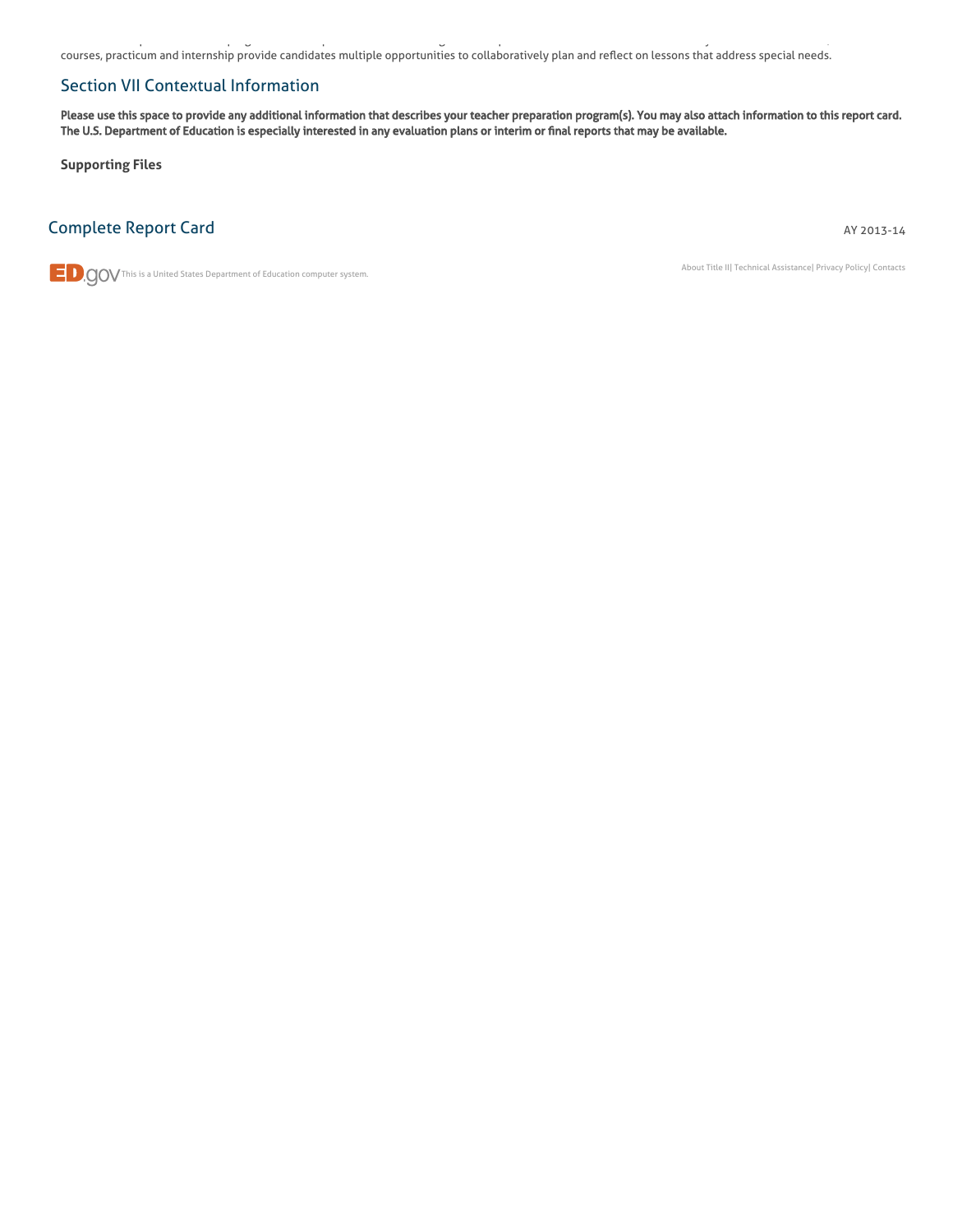courses, practicum and internship provide candidates multiple opportunities to collaboratively plan and reflect on lessons that address special needs.

## Section VII Contextual Information

**Please use this space to provide any additional information that describes your teacher preparation program(s). You may also attach information to this report card. The U.S. Department of Education is especially interested in any evaluation plans or interim or final reports that may be available.**

**Supporting Files**

## Complete Report Card

AY 2013-14